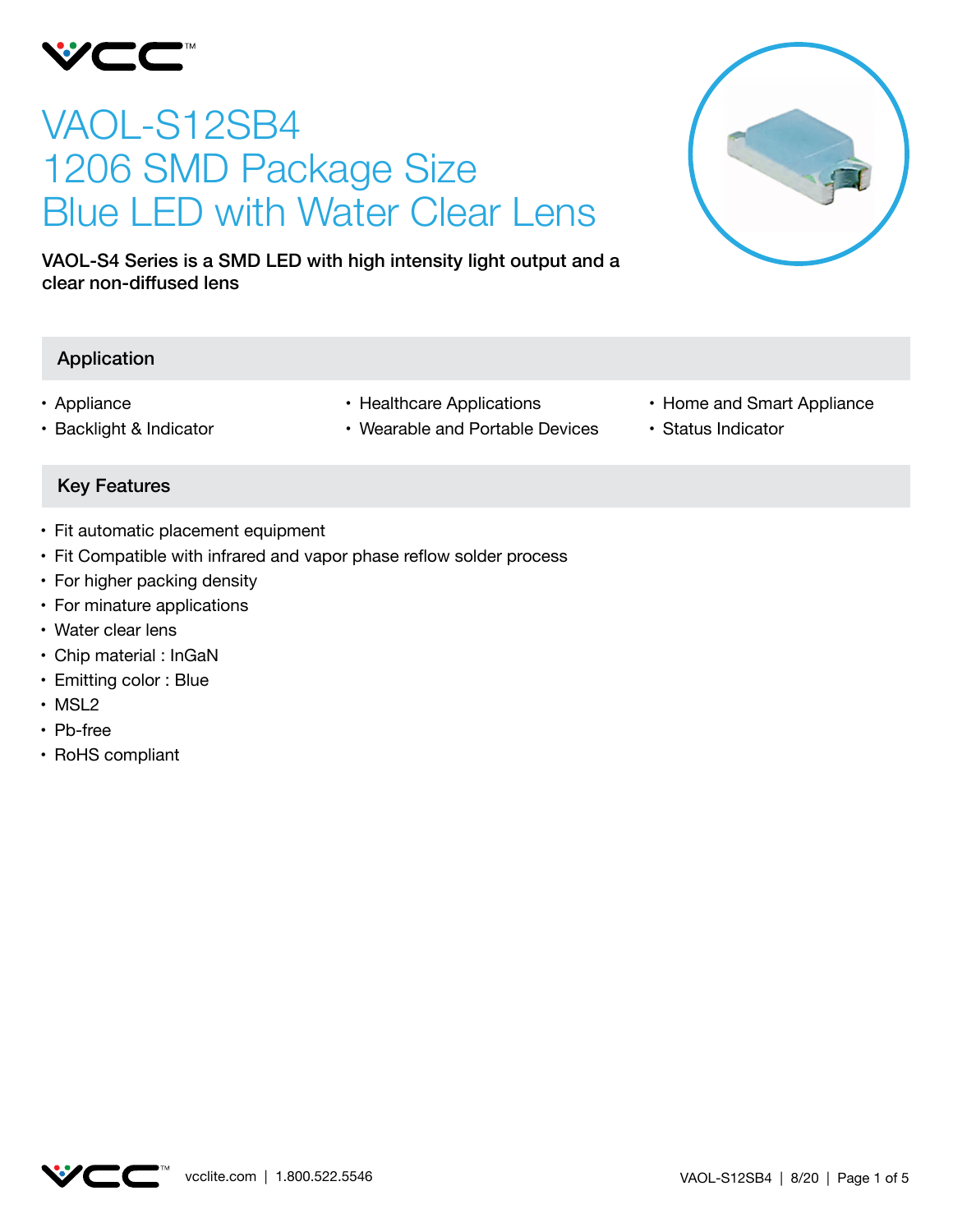# VAOL-S12SB4
# 1206 SMD Package Size
# Blue LED with Water Clear Lens

**VAOL-S4 Series is a SMD LED with high intensity light output and a clear non-diffused lens**

## Application

- Appliance
- Backlight & Indicator
- Healthcare Applications
- Wearable and Portable Devices
- Home and Smart Appliance
- Status Indicator

## Key Features

- Fit automatic placement equipment
- Fit Compatible with infrared and vapor phase reflow solder process
- For higher packing density
- For minature applications
- Water clear lens
- Chip material : InGaN
- Emitting color : Blue
- MSL2
- Pb-free
- RoHS compliant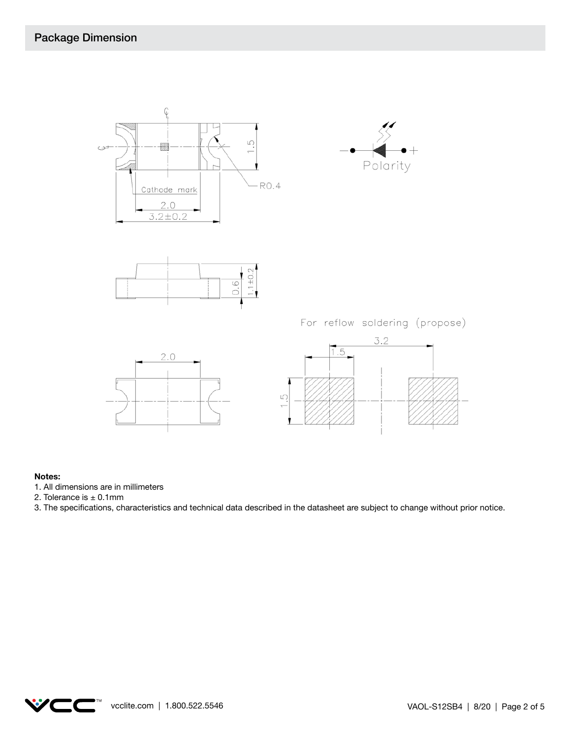## Package Dimension

Cathode mark

2.0

3.2±0.2

1.5

R0.4

Polarity

0.6

1.1±0.2

2.0

For reflow soldering (propose)

3.2

1.5

1.5

**Notes:**

1. All dimensions are in millimeters
2. Tolerance is ± 0.1mm
3. The specifications, characteristics and technical data described in the datasheet are subject to change without prior notice.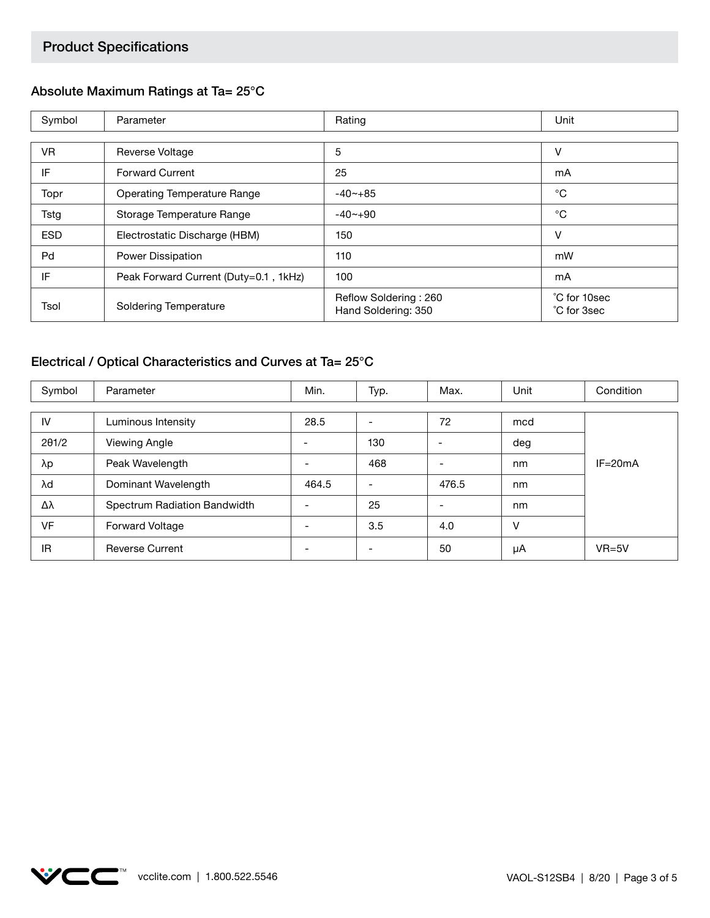## Product Specifications

### Absolute Maximum Ratings at Ta= 25°C

| Symbol | Parameter | Rating | Unit |
|---|---|---|---|
| VR | Reverse Voltage | 5 | V |
| IF | Forward Current | 25 | mA |
| Topr | Operating Temperature Range | -40~+85 | °C |
| Tstg | Storage Temperature Range | -40~+90 | °C |
| ESD | Electrostatic Discharge (HBM) | 150 | V |
| Pd | Power Dissipation | 110 | mW |
| IF | Peak Forward Current (Duty=0.1 , 1kHz) | 100 | mA |
| Tsol | Soldering Temperature | Reflow Soldering : 260<br>Hand Soldering: 350 | ˚C for 10sec<br>˚C for 3sec |

### Electrical / Optical Characteristics and Curves at Ta= 25°C

| Symbol | Parameter | Min. | Typ. | Max. | Unit | Condition |
|---|---|---|---|---|---|---|
| IV | Luminous Intensity | 28.5 | - | 72 | mcd | IF=20mA |
| 2θ1/2 | Viewing Angle | - | 130 | - | deg | |
| λp | Peak Wavelength | - | 468 | - | nm | |
| λd | Dominant Wavelength | 464.5 | - | 476.5 | nm | |
| Δλ | Spectrum Radiation Bandwidth | - | 25 | - | nm | |
| VF | Forward Voltage | - | 3.5 | 4.0 | V | |
| IR | Reverse Current | - | - | 50 | μA | VR=5V |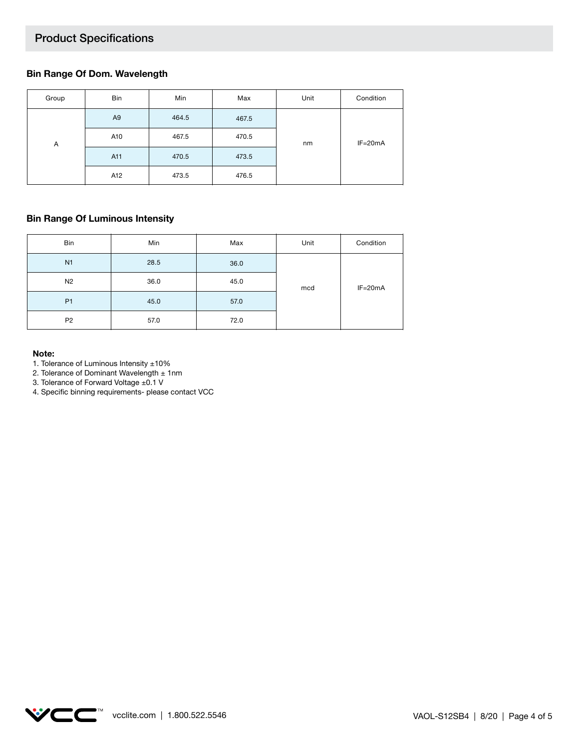## Product Specifications

### Bin Range Of Dom. Wavelength

| Group | Bin | Min | Max | Unit | Condition |
|---|---|---|---|---|---|
| A | A9 | 464.5 | 467.5 | nm | IF=20mA |
| | A10 | 467.5 | 470.5 | | |
| | A11 | 470.5 | 473.5 | | |
| | A12 | 473.5 | 476.5 | | |

### Bin Range Of Luminous Intensity

| Bin | Min | Max | Unit | Condition |
|---|---|---|---|---|
| N1 | 28.5 | 36.0 | mcd | IF=20mA |
| N2 | 36.0 | 45.0 | | |
| P1 | 45.0 | 57.0 | | |
| P2 | 57.0 | 72.0 | | |

**Note:**

1. Tolerance of Luminous Intensity ±10%
2. Tolerance of Dominant Wavelength ± 1nm
3. Tolerance of Forward Voltage ±0.1 V
4. Specific binning requirements- please contact VCC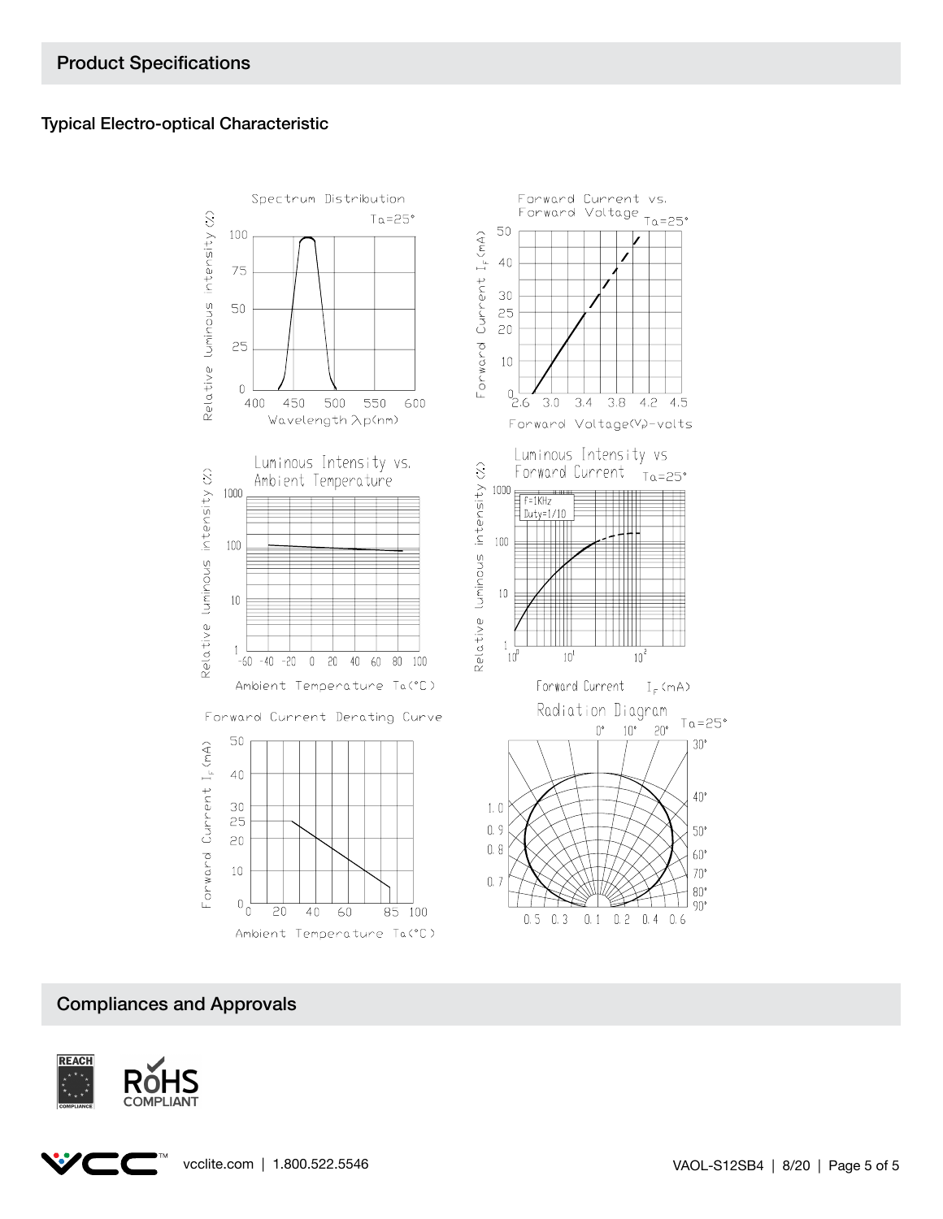## Product Specifications

### Typical Electro-optical Characteristic

Spectrum Distribution

$T_a=25°$

Relative luminous intensity (%)

Wavelength $\lambda p$(nm)

Forward Current vs. Forward Voltage

$T_a=25°$

Forward Current $I_F$(mA)

Forward Voltage($V_F$)-volts

Luminous Intensity vs. Ambient Temperature

Relative luminous intensity (%)

Ambient Temperature Ta(°C)

Luminous Intensity vs Forward Current

$T_a=25°$

f=1KHz
Duty=1/10

Relative luminous intensity (%)

Forward Current $I_F$(mA)

Forward Current Derating Curve

Forward Current $I_F$(mA)

Ambient Temperature Ta(°C)

Radiation Diagram

$T_a=25°$

## Compliances and Approvals

REACH COMPLIANCE

RoHS COMPLIANT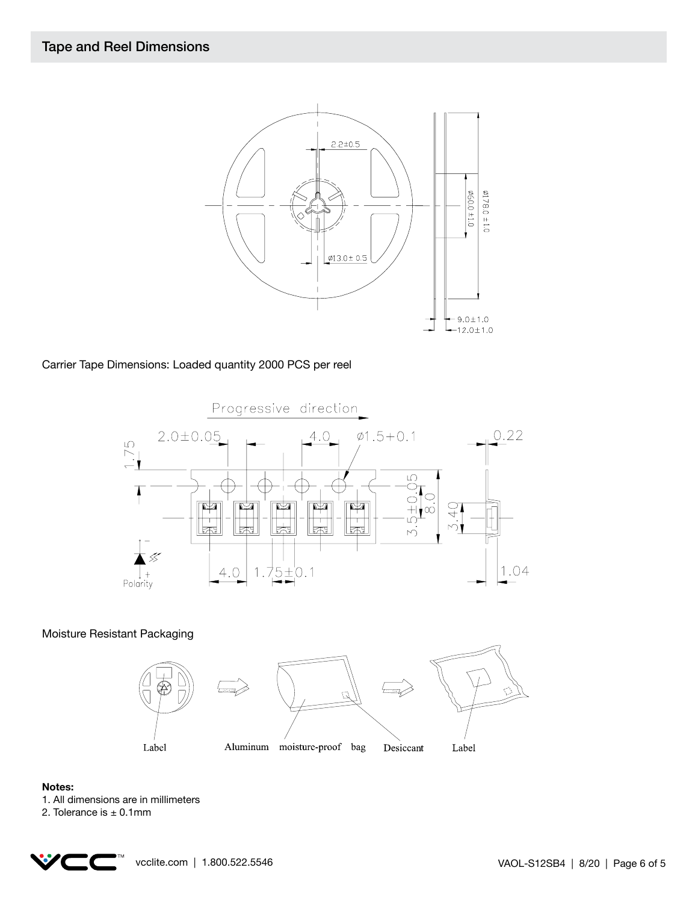## Tape and Reel Dimensions

Carrier Tape Dimensions: Loaded quantity 2000 PCS per reel

Moisture Resistant Packaging

**Notes:**

1. All dimensions are in millimeters
2. Tolerance is ± 0.1mm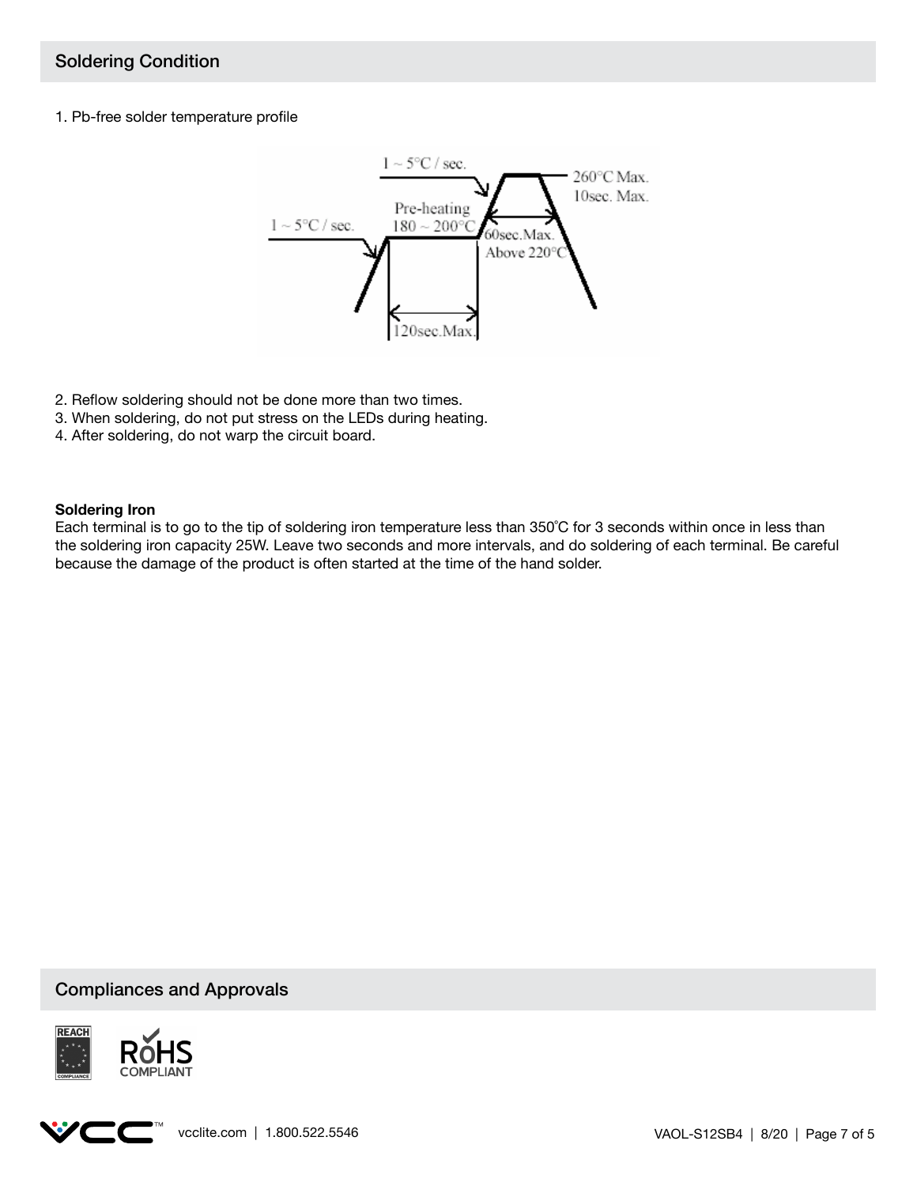## Soldering Condition

1. Pb-free solder temperature profile

1 ~ 5°C / sec.
260°C Max.
10sec. Max.
Pre-heating
180 ~ 200°C
1 ~ 5°C / sec.
60sec.Max.
Above 220°C
120sec.Max.

2. Reflow soldering should not be done more than two times.
3. When soldering, do not put stress on the LEDs during heating.
4. After soldering, do not warp the circuit board.

**Soldering Iron**

Each terminal is to go to the tip of soldering iron temperature less than 350℃ for 3 seconds within once in less than the soldering iron capacity 25W. Leave two seconds and more intervals, and do soldering of each terminal. Be careful because the damage of the product is often started at the time of the hand solder.

## Compliances and Approvals

REACH COMPLIANCE

RoHS COMPLIANT